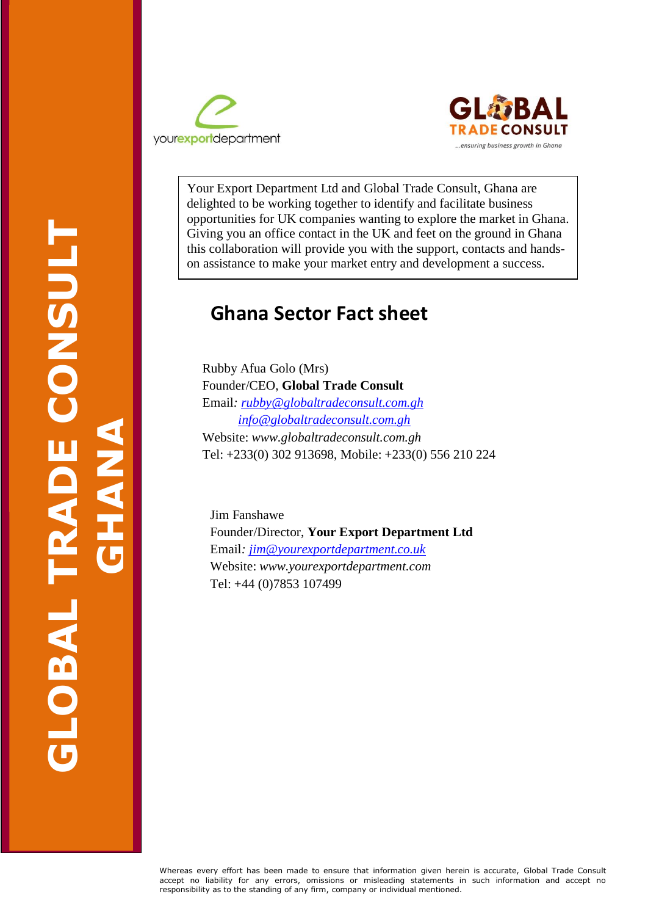GLOBAL TRADE CONSULT GHANA

yourexportdepartment

GLOBAL TRADE CONSULT
...ensuring business growth in Ghana

Your Export Department Ltd and Global Trade Consult, Ghana are delighted to be working together to identify and facilitate business opportunities for UK companies wanting to explore the market in Ghana. Giving you an office contact in the UK and feet on the ground in Ghana this collaboration will provide you with the support, contacts and hands-on assistance to make your market entry and development a success.

# Ghana Sector Fact sheet

Rubby Afua Golo (Mrs)
Founder/CEO, **Global Trade Consult**
Email*:* *rubby@globaltradeconsult.com.gh*
*info@globaltradeconsult.com.gh*
Website: *www.globaltradeconsult.com.gh*
Tel: +233(0) 302 913698, Mobile: +233(0) 556 210 224

Jim Fanshawe
Founder/Director, **Your Export Department Ltd**
Email*:* *jim@yourexportdepartment.co.uk*
Website: *www.yourexportdepartment.com*
Tel: +44 (0)7853 107499

Whereas every effort has been made to ensure that information given herein is accurate, Global Trade Consult accept no liability for any errors, omissions or misleading statements in such information and accept no responsibility as to the standing of any firm, company or individual mentioned.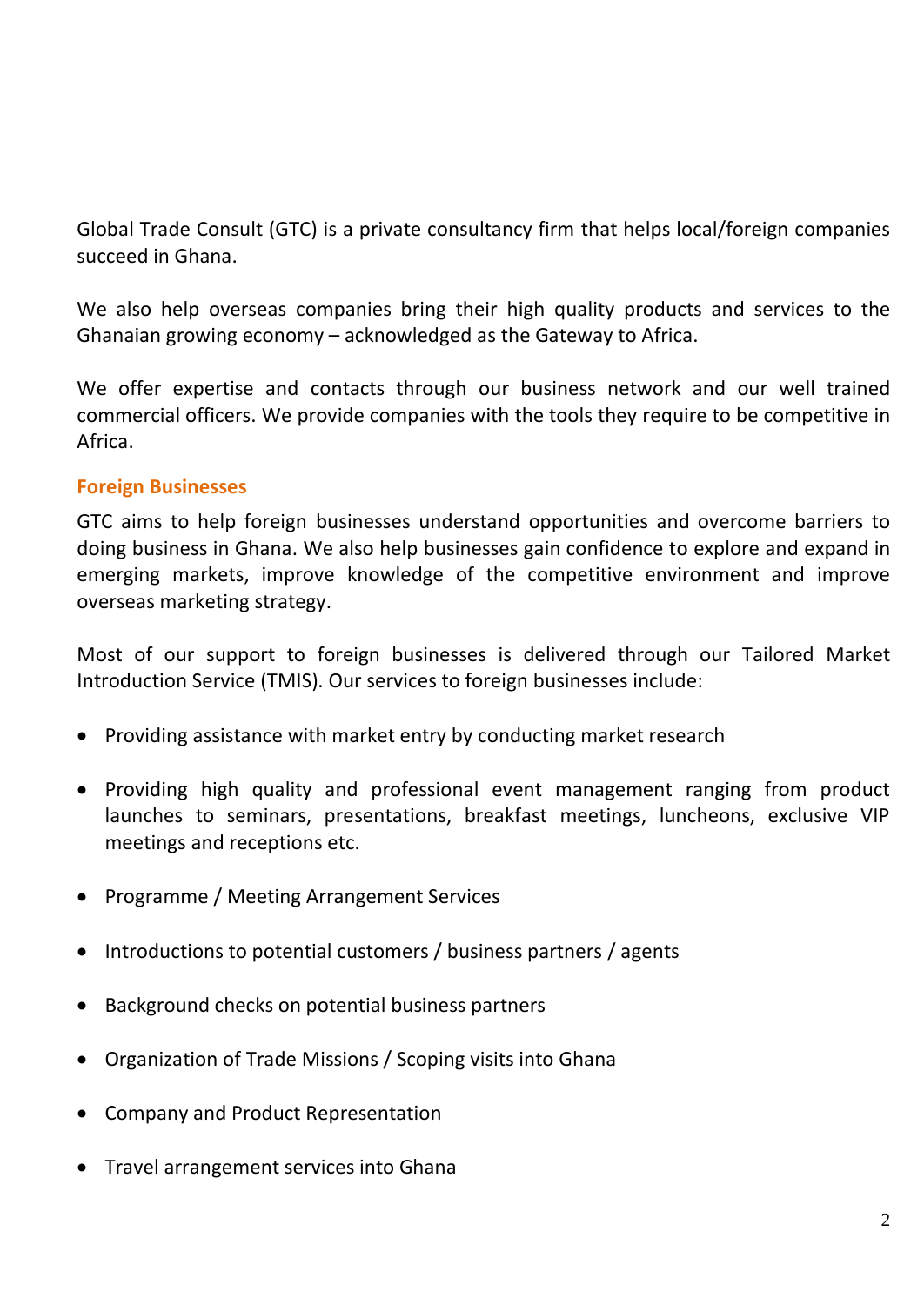Global Trade Consult (GTC) is a private consultancy firm that helps local/foreign companies succeed in Ghana.

We also help overseas companies bring their high quality products and services to the Ghanaian growing economy – acknowledged as the Gateway to Africa.

We offer expertise and contacts through our business network and our well trained commercial officers. We provide companies with the tools they require to be competitive in Africa.

## Foreign Businesses

GTC aims to help foreign businesses understand opportunities and overcome barriers to doing business in Ghana. We also help businesses gain confidence to explore and expand in emerging markets, improve knowledge of the competitive environment and improve overseas marketing strategy.

Most of our support to foreign businesses is delivered through our Tailored Market Introduction Service (TMIS). Our services to foreign businesses include:

- Providing assistance with market entry by conducting market research
- Providing high quality and professional event management ranging from product launches to seminars, presentations, breakfast meetings, luncheons, exclusive VIP meetings and receptions etc.
- Programme / Meeting Arrangement Services
- Introductions to potential customers / business partners / agents
- Background checks on potential business partners
- Organization of Trade Missions / Scoping visits into Ghana
- Company and Product Representation
- Travel arrangement services into Ghana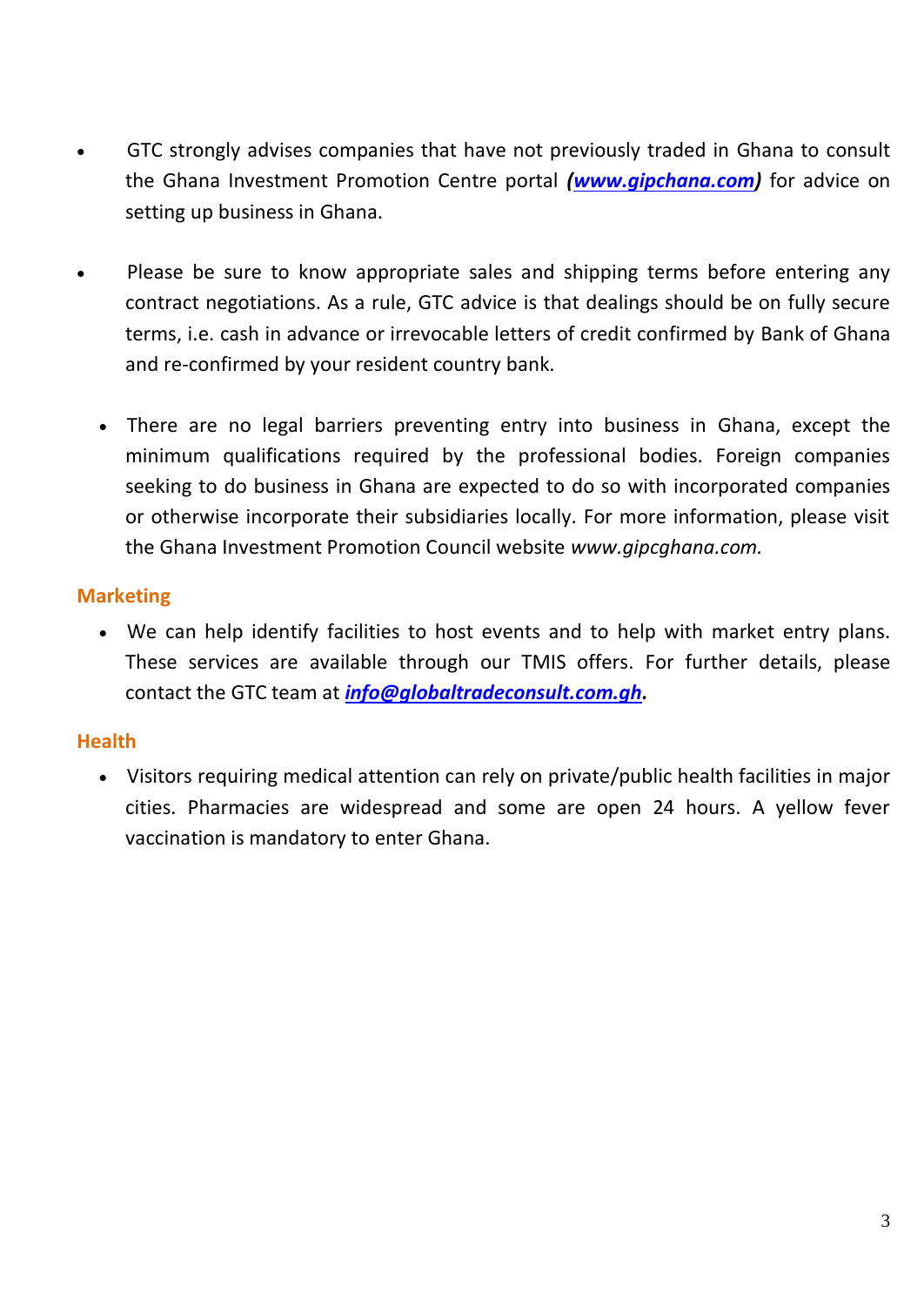- GTC strongly advises companies that have not previously traded in Ghana to consult the Ghana Investment Promotion Centre portal ***(www.gipchana.com)*** for advice on setting up business in Ghana.

- Please be sure to know appropriate sales and shipping terms before entering any contract negotiations. As a rule, GTC advice is that dealings should be on fully secure terms, i.e. cash in advance or irrevocable letters of credit confirmed by Bank of Ghana and re-confirmed by your resident country bank.

- There are no legal barriers preventing entry into business in Ghana, except the minimum qualifications required by the professional bodies. Foreign companies seeking to do business in Ghana are expected to do so with incorporated companies or otherwise incorporate their subsidiaries locally. For more information, please visit the Ghana Investment Promotion Council website *www.gipcghana.com.*

## Marketing

- We can help identify facilities to host events and to help with market entry plans. These services are available through our TMIS offers. For further details, please contact the GTC team at ***info@globaltradeconsult.com.gh.***

## Health

- Visitors requiring medical attention can rely on private/public health facilities in major cities. Pharmacies are widespread and some are open 24 hours. A yellow fever vaccination is mandatory to enter Ghana.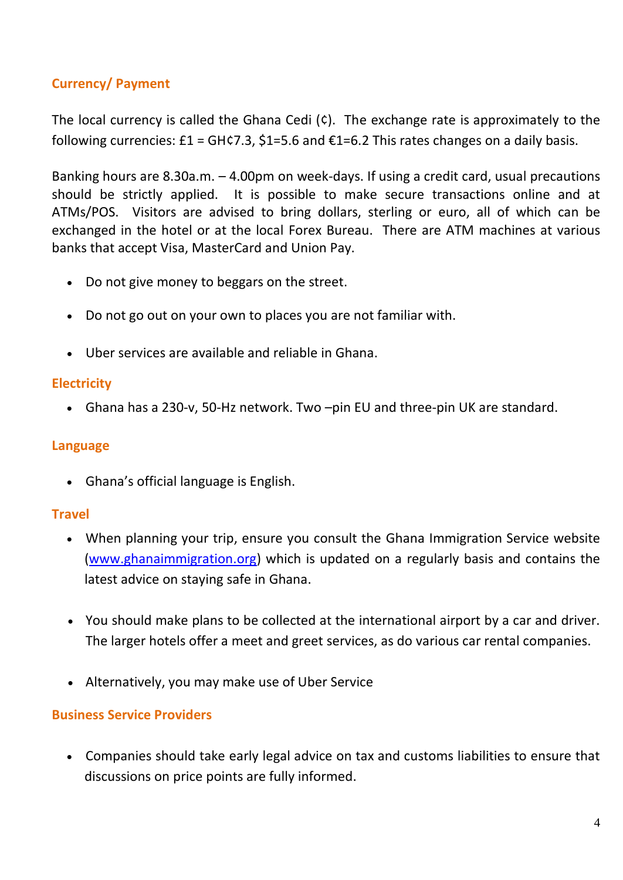## Currency/ Payment

The local currency is called the Ghana Cedi (¢). The exchange rate is approximately to the following currencies: £1 = GH¢7.3, $1=5.6 and €1=6.2 This rates changes on a daily basis.

Banking hours are 8.30a.m. – 4.00pm on week-days. If using a credit card, usual precautions should be strictly applied. It is possible to make secure transactions online and at ATMs/POS. Visitors are advised to bring dollars, sterling or euro, all of which can be exchanged in the hotel or at the local Forex Bureau. There are ATM machines at various banks that accept Visa, MasterCard and Union Pay.

- Do not give money to beggars on the street.
- Do not go out on your own to places you are not familiar with.
- Uber services are available and reliable in Ghana.

## Electricity

- Ghana has a 230-v, 50-Hz network. Two –pin EU and three-pin UK are standard.

## Language

- Ghana's official language is English.

## Travel

- When planning your trip, ensure you consult the Ghana Immigration Service website ([www.ghanaimmigration.org](http://www.ghanaimmigration.org)) which is updated on a regularly basis and contains the latest advice on staying safe in Ghana.
- You should make plans to be collected at the international airport by a car and driver. The larger hotels offer a meet and greet services, as do various car rental companies.
- Alternatively, you may make use of Uber Service

## Business Service Providers

- Companies should take early legal advice on tax and customs liabilities to ensure that discussions on price points are fully informed.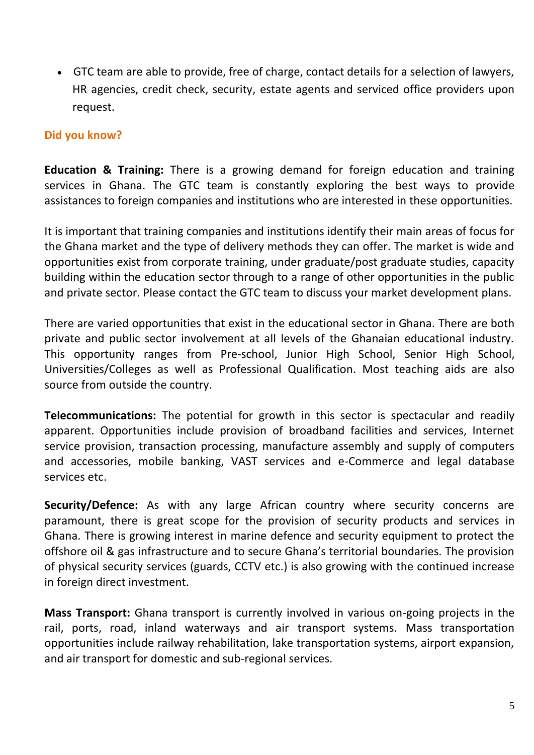- GTC team are able to provide, free of charge, contact details for a selection of lawyers, HR agencies, credit check, security, estate agents and serviced office providers upon request.

### Did you know?

**Education & Training:** There is a growing demand for foreign education and training services in Ghana. The GTC team is constantly exploring the best ways to provide assistances to foreign companies and institutions who are interested in these opportunities.

It is important that training companies and institutions identify their main areas of focus for the Ghana market and the type of delivery methods they can offer. The market is wide and opportunities exist from corporate training, under graduate/post graduate studies, capacity building within the education sector through to a range of other opportunities in the public and private sector. Please contact the GTC team to discuss your market development plans.

There are varied opportunities that exist in the educational sector in Ghana. There are both private and public sector involvement at all levels of the Ghanaian educational industry. This opportunity ranges from Pre-school, Junior High School, Senior High School, Universities/Colleges as well as Professional Qualification. Most teaching aids are also source from outside the country.

**Telecommunications:** The potential for growth in this sector is spectacular and readily apparent. Opportunities include provision of broadband facilities and services, Internet service provision, transaction processing, manufacture assembly and supply of computers and accessories, mobile banking, VAST services and e-Commerce and legal database services etc.

**Security/Defence:** As with any large African country where security concerns are paramount, there is great scope for the provision of security products and services in Ghana. There is growing interest in marine defence and security equipment to protect the offshore oil & gas infrastructure and to secure Ghana's territorial boundaries. The provision of physical security services (guards, CCTV etc.) is also growing with the continued increase in foreign direct investment.

**Mass Transport:** Ghana transport is currently involved in various on-going projects in the rail, ports, road, inland waterways and air transport systems. Mass transportation opportunities include railway rehabilitation, lake transportation systems, airport expansion, and air transport for domestic and sub-regional services.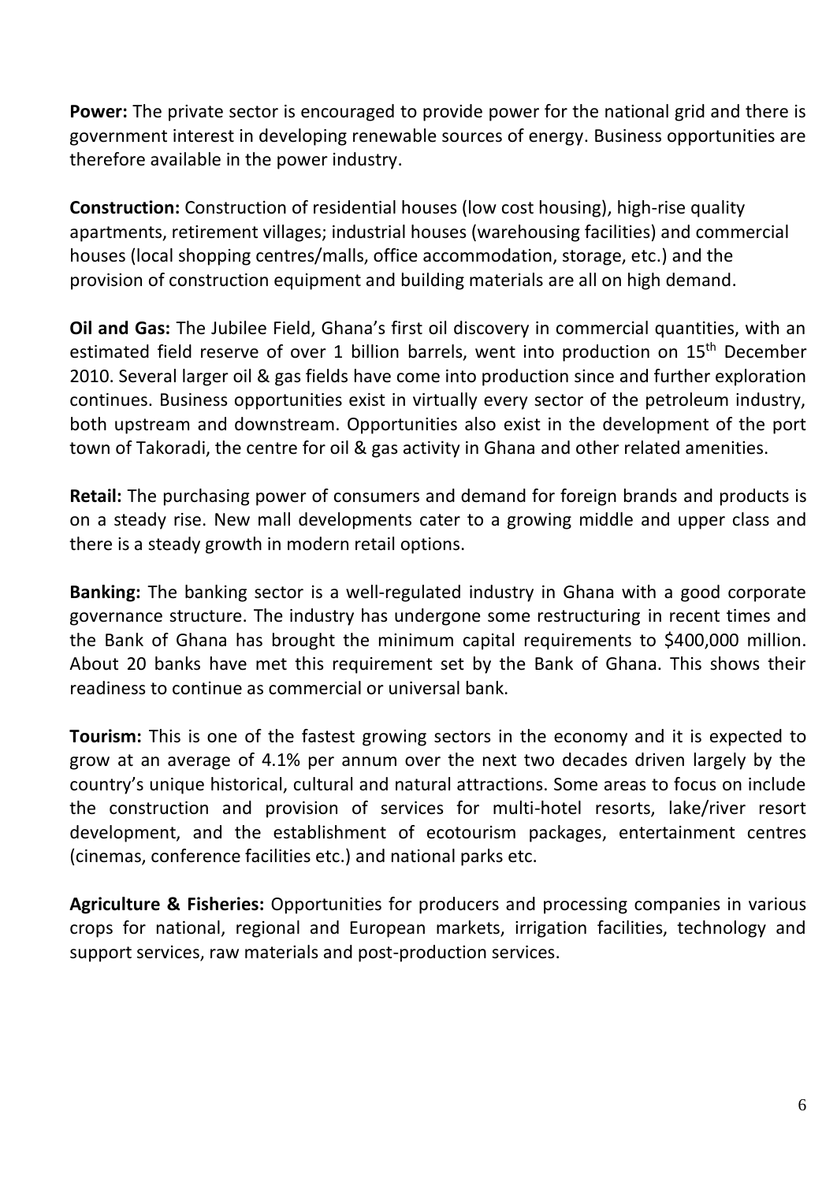**Power:** The private sector is encouraged to provide power for the national grid and there is government interest in developing renewable sources of energy. Business opportunities are therefore available in the power industry.

**Construction:** Construction of residential houses (low cost housing), high-rise quality apartments, retirement villages; industrial houses (warehousing facilities) and commercial houses (local shopping centres/malls, office accommodation, storage, etc.) and the provision of construction equipment and building materials are all on high demand.

**Oil and Gas:** The Jubilee Field, Ghana's first oil discovery in commercial quantities, with an estimated field reserve of over 1 billion barrels, went into production on 15th December 2010. Several larger oil & gas fields have come into production since and further exploration continues. Business opportunities exist in virtually every sector of the petroleum industry, both upstream and downstream. Opportunities also exist in the development of the port town of Takoradi, the centre for oil & gas activity in Ghana and other related amenities.

**Retail:** The purchasing power of consumers and demand for foreign brands and products is on a steady rise. New mall developments cater to a growing middle and upper class and there is a steady growth in modern retail options.

**Banking:** The banking sector is a well-regulated industry in Ghana with a good corporate governance structure. The industry has undergone some restructuring in recent times and the Bank of Ghana has brought the minimum capital requirements to $400,000 million. About 20 banks have met this requirement set by the Bank of Ghana. This shows their readiness to continue as commercial or universal bank.

**Tourism:** This is one of the fastest growing sectors in the economy and it is expected to grow at an average of 4.1% per annum over the next two decades driven largely by the country's unique historical, cultural and natural attractions. Some areas to focus on include the construction and provision of services for multi-hotel resorts, lake/river resort development, and the establishment of ecotourism packages, entertainment centres (cinemas, conference facilities etc.) and national parks etc.

**Agriculture & Fisheries:** Opportunities for producers and processing companies in various crops for national, regional and European markets, irrigation facilities, technology and support services, raw materials and post-production services.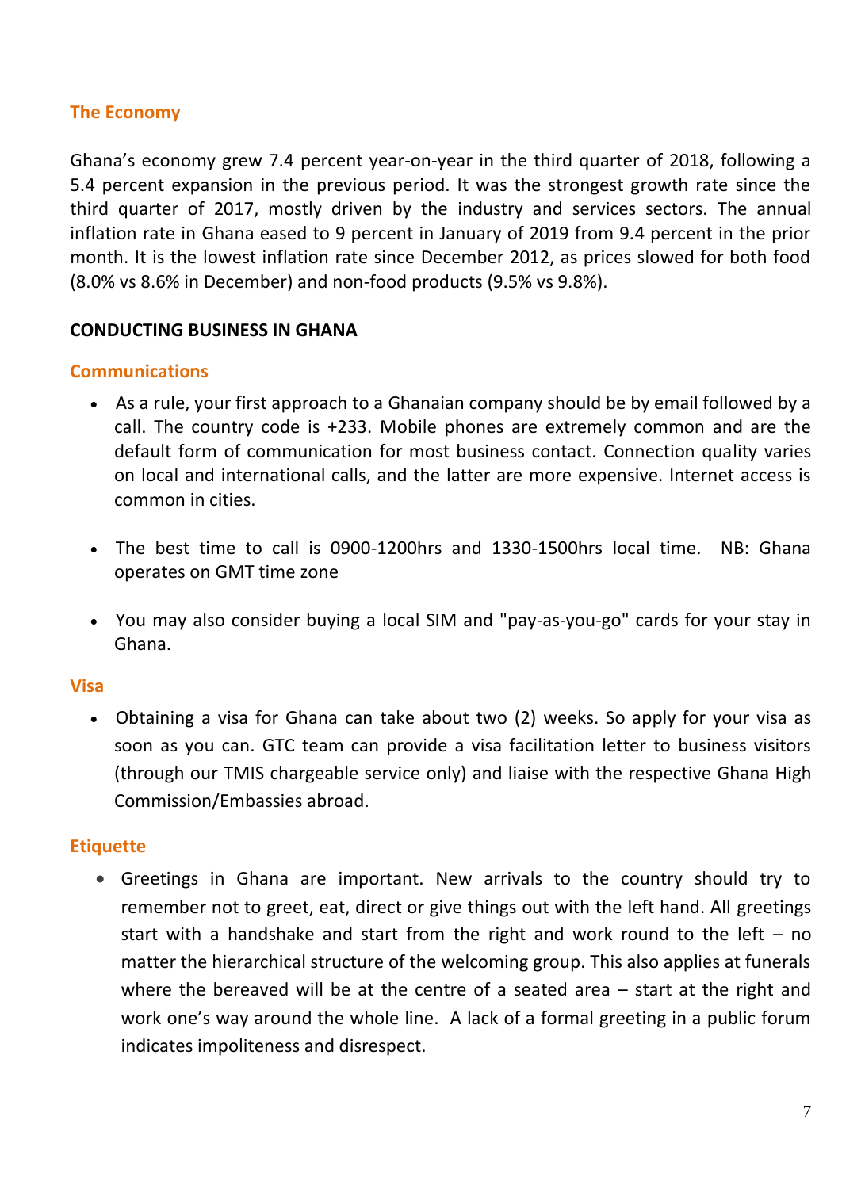## The Economy

Ghana's economy grew 7.4 percent year-on-year in the third quarter of 2018, following a 5.4 percent expansion in the previous period. It was the strongest growth rate since the third quarter of 2017, mostly driven by the industry and services sectors. The annual inflation rate in Ghana eased to 9 percent in January of 2019 from 9.4 percent in the prior month. It is the lowest inflation rate since December 2012, as prices slowed for both food (8.0% vs 8.6% in December) and non-food products (9.5% vs 9.8%).

# CONDUCTING BUSINESS IN GHANA

## Communications

- As a rule, your first approach to a Ghanaian company should be by email followed by a call. The country code is +233. Mobile phones are extremely common and are the default form of communication for most business contact. Connection quality varies on local and international calls, and the latter are more expensive. Internet access is common in cities.

- The best time to call is 0900-1200hrs and 1330-1500hrs local time. NB: Ghana operates on GMT time zone

- You may also consider buying a local SIM and "pay-as-you-go" cards for your stay in Ghana.

## Visa

- Obtaining a visa for Ghana can take about two (2) weeks. So apply for your visa as soon as you can. GTC team can provide a visa facilitation letter to business visitors (through our TMIS chargeable service only) and liaise with the respective Ghana High Commission/Embassies abroad.

## Etiquette

- Greetings in Ghana are important. New arrivals to the country should try to remember not to greet, eat, direct or give things out with the left hand. All greetings start with a handshake and start from the right and work round to the left – no matter the hierarchical structure of the welcoming group. This also applies at funerals where the bereaved will be at the centre of a seated area – start at the right and work one's way around the whole line. A lack of a formal greeting in a public forum indicates impoliteness and disrespect.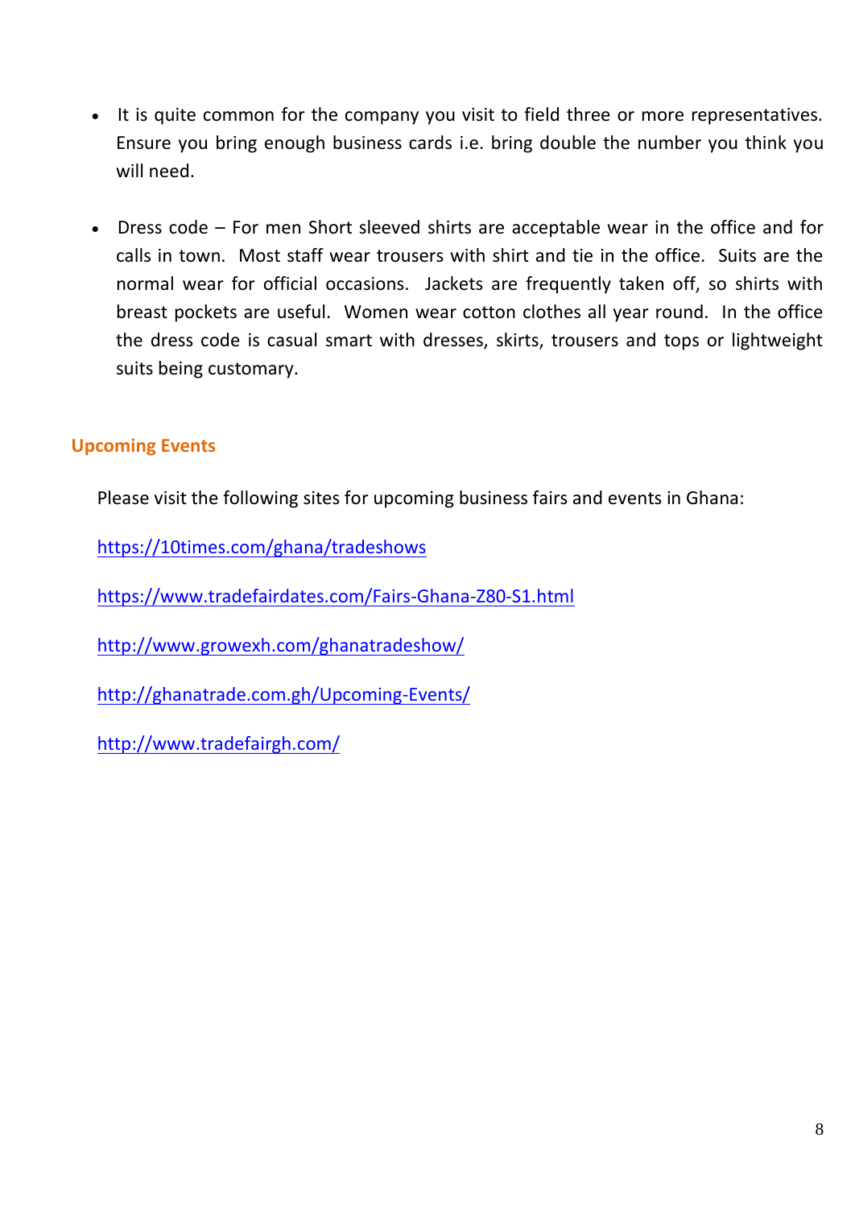- It is quite common for the company you visit to field three or more representatives. Ensure you bring enough business cards i.e. bring double the number you think you will need.

- Dress code – For men Short sleeved shirts are acceptable wear in the office and for calls in town. Most staff wear trousers with shirt and tie in the office. Suits are the normal wear for official occasions. Jackets are frequently taken off, so shirts with breast pockets are useful. Women wear cotton clothes all year round. In the office the dress code is casual smart with dresses, skirts, trousers and tops or lightweight suits being customary.

## Upcoming Events

Please visit the following sites for upcoming business fairs and events in Ghana:

https://10times.com/ghana/tradeshows

https://www.tradefairdates.com/Fairs-Ghana-Z80-S1.html

http://www.growexh.com/ghanatradeshow/

http://ghanatrade.com.gh/Upcoming-Events/

http://www.tradefairgh.com/